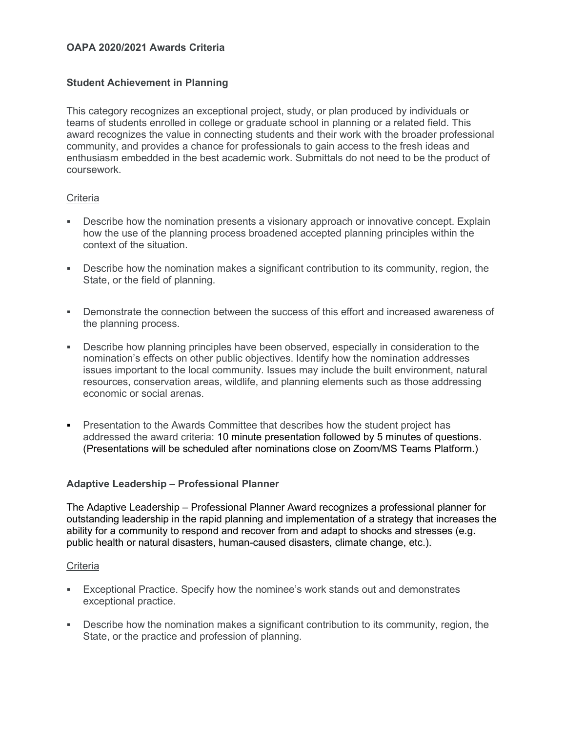# OAPA 2020/2021 Awards Criteria

## Student Achievement in Planning

This category recognizes an exceptional project, study, or plan produced by individuals or teams of students enrolled in college or graduate school in planning or a related field. This award recognizes the value in connecting students and their work with the broader professional community, and provides a chance for professionals to gain access to the fresh ideas and enthusiasm embedded in the best academic work. Submittals do not need to be the product of coursework.

Criteria

- Describe how the nomination presents a visionary approach or innovative concept. Explain how the use of the planning process broadened accepted planning principles within the context of the situation.
- Describe how the nomination makes a significant contribution to its community, region, the State, or the field of planning.
- Demonstrate the connection between the success of this effort and increased awareness of the planning process.
- Describe how planning principles have been observed, especially in consideration to the nomination's effects on other public objectives. Identify how the nomination addresses issues important to the local community. Issues may include the built environment, natural resources, conservation areas, wildlife, and planning elements such as those addressing economic or social arenas.
- Presentation to the Awards Committee that describes how the student project has addressed the award criteria: 10 minute presentation followed by 5 minutes of questions. (Presentations will be scheduled after nominations close on Zoom/MS Teams Platform.)

## Adaptive Leadership – Professional Planner

The Adaptive Leadership – Professional Planner Award recognizes a professional planner for outstanding leadership in the rapid planning and implementation of a strategy that increases the ability for a community to respond and recover from and adapt to shocks and stresses (e.g. public health or natural disasters, human-caused disasters, climate change, etc.).

Criteria

- Exceptional Practice. Specify how the nominee's work stands out and demonstrates exceptional practice.
- Describe how the nomination makes a significant contribution to its community, region, the State, or the practice and profession of planning.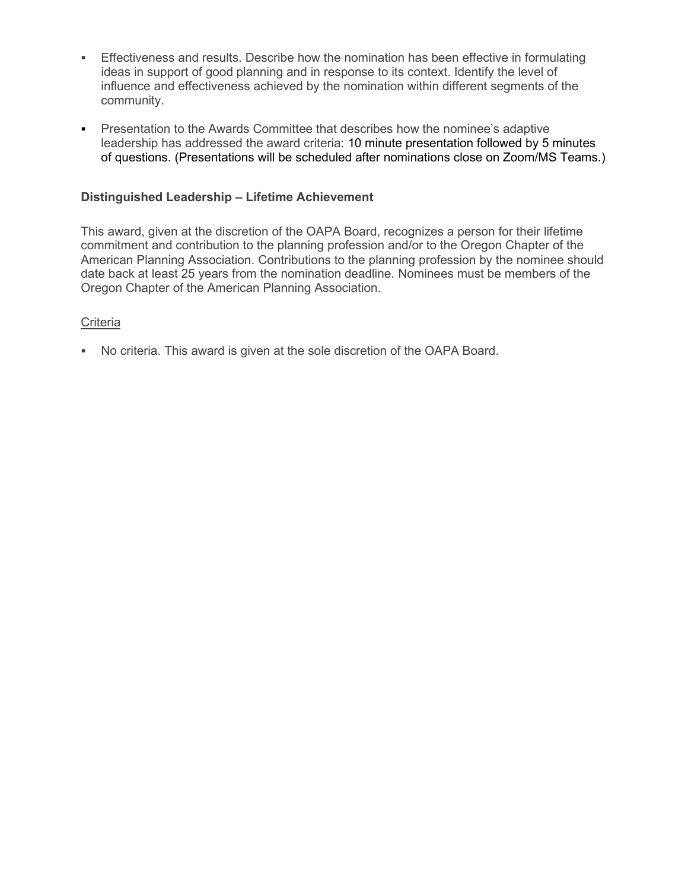- Effectiveness and results. Describe how the nomination has been effective in formulating ideas in support of good planning and in response to its context. Identify the level of influence and effectiveness achieved by the nomination within different segments of the community.

- Presentation to the Awards Committee that describes how the nominee's adaptive leadership has addressed the award criteria: 10 minute presentation followed by 5 minutes of questions. (Presentations will be scheduled after nominations close on Zoom/MS Teams.)

**Distinguished Leadership – Lifetime Achievement**

This award, given at the discretion of the OAPA Board, recognizes a person for their lifetime commitment and contribution to the planning profession and/or to the Oregon Chapter of the American Planning Association. Contributions to the planning profession by the nominee should date back at least 25 years from the nomination deadline. Nominees must be members of the Oregon Chapter of the American Planning Association.

Criteria

- No criteria. This award is given at the sole discretion of the OAPA Board.